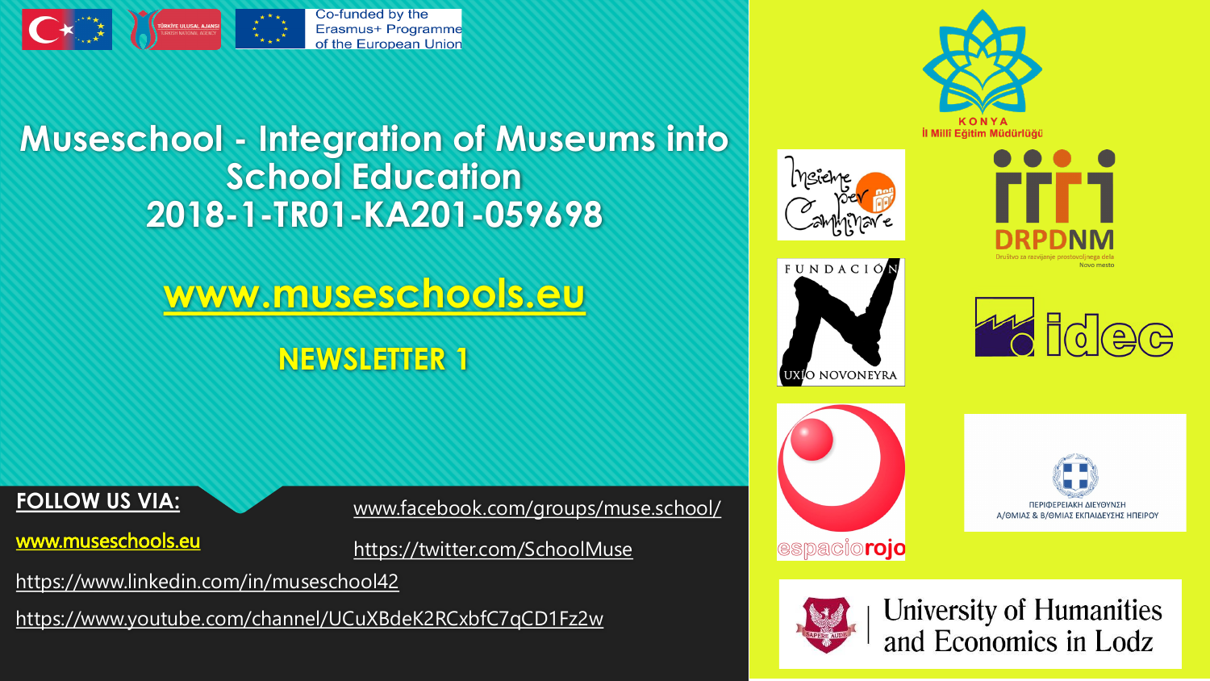Co-funded by the Erasmus+ Programme of the European Union

# Museschool - Integration of Museums into School Education 2018-1-TR01-KA201-059698

## www.museschools.eu

## NEWSLETTER 1

**FOLLOW US VIA:**

www.museschools.eu

www.facebook.com/groups/muse.school/

https://twitter.com/SchoolMuse

https://www.linkedin.com/in/museschool42

https://www.youtube.com/channel/UCuXBdeK2RCxbfC7qCD1Fz2w

KONYA İl Millî Eğitim Müdürlüğü

Insieme per Camminare

DRPDNM Društvo za razvijanje prostovoljnega dela Novo mesto

FUNDACIÓN UXÍO NOVONEYRA

idec

espaciorojo

ΠΕΡΙΦΕΡΕΙΑΚΗ ΔΙΕΥΘΥΝΣΗ Α/ΘΜΙΑΣ & Β/ΘΜΙΑΣ ΕΚΠΑΙΔΕΥΣΗΣ ΗΠΕΙΡΟΥ

University of Humanities and Economics in Lodz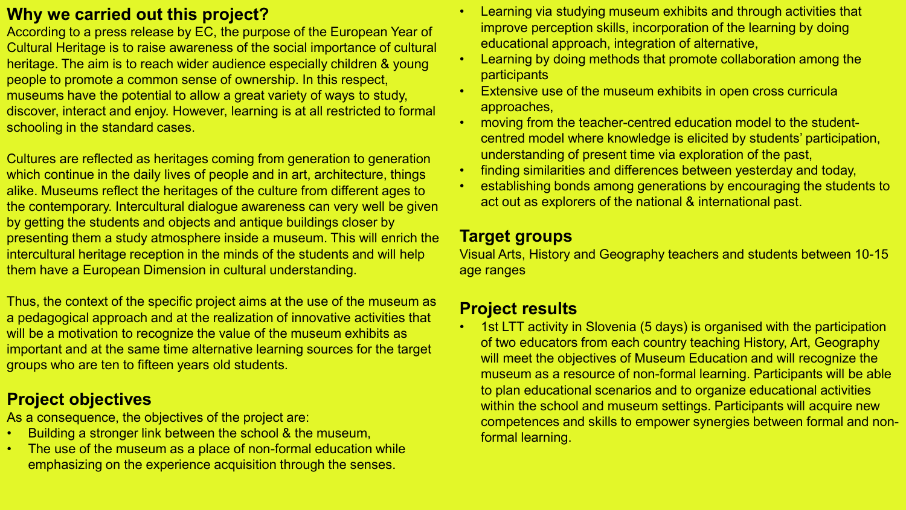## Why we carried out this project?

According to a press release by EC, the purpose of the European Year of Cultural Heritage is to raise awareness of the social importance of cultural heritage. The aim is to reach wider audience especially children & young people to promote a common sense of ownership. In this respect, museums have the potential to allow a great variety of ways to study, discover, interact and enjoy. However, learning is at all restricted to formal schooling in the standard cases.

Cultures are reflected as heritages coming from generation to generation which continue in the daily lives of people and in art, architecture, things alike. Museums reflect the heritages of the culture from different ages to the contemporary. Intercultural dialogue awareness can very well be given by getting the students and objects and antique buildings closer by presenting them a study atmosphere inside a museum. This will enrich the intercultural heritage reception in the minds of the students and will help them have a European Dimension in cultural understanding.

Thus, the context of the specific project aims at the use of the museum as a pedagogical approach and at the realization of innovative activities that will be a motivation to recognize the value of the museum exhibits as important and at the same time alternative learning sources for the target groups who are ten to fifteen years old students.

## Project objectives

As a consequence, the objectives of the project are:

- Building a stronger link between the school & the museum,
- The use of the museum as a place of non-formal education while emphasizing on the experience acquisition through the senses.
- Learning via studying museum exhibits and through activities that improve perception skills, incorporation of the learning by doing educational approach, integration of alternative,
- Learning by doing methods that promote collaboration among the participants
- Extensive use of the museum exhibits in open cross curricula approaches,
- moving from the teacher-centred education model to the student-centred model where knowledge is elicited by students' participation, understanding of present time via exploration of the past,
- finding similarities and differences between yesterday and today,
- establishing bonds among generations by encouraging the students to act out as explorers of the national & international past.

## Target groups

Visual Arts, History and Geography teachers and students between 10-15 age ranges

## Project results

- 1st LTT activity in Slovenia (5 days) is organised with the participation of two educators from each country teaching History, Art, Geography will meet the objectives of Museum Education and will recognize the museum as a resource of non-formal learning. Participants will be able to plan educational scenarios and to organize educational activities within the school and museum settings. Participants will acquire new competences and skills to empower synergies between formal and non-formal learning.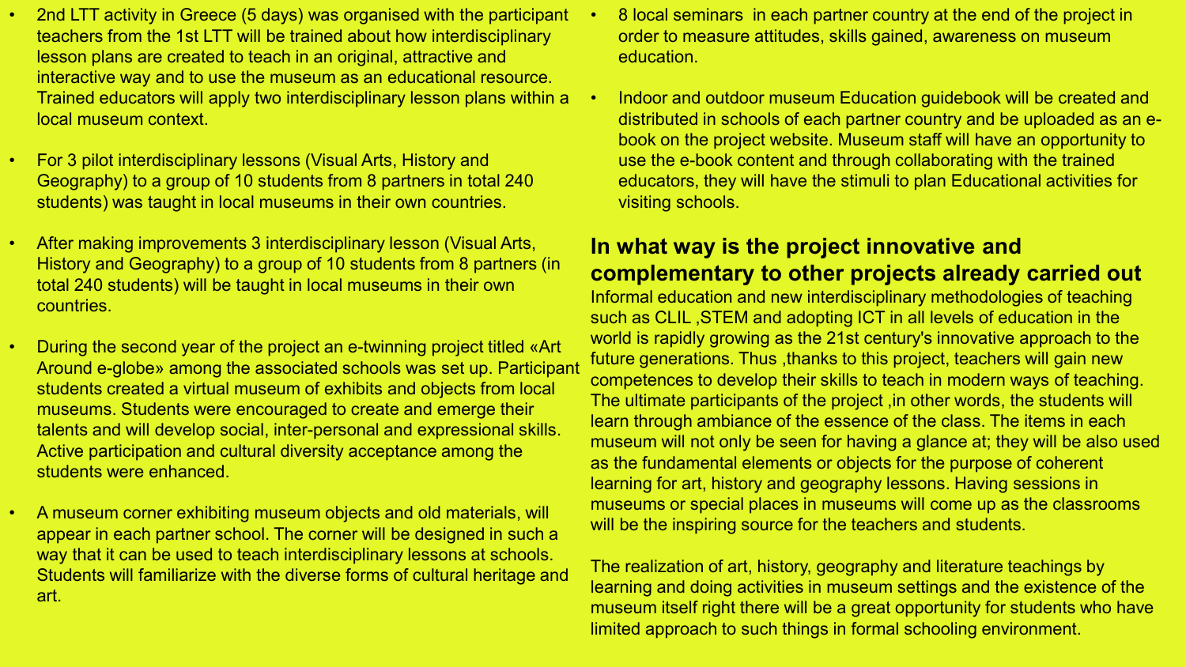- 2nd LTT activity in Greece (5 days) was organised with the participant teachers from the 1st LTT will be trained about how interdisciplinary lesson plans are created to teach in an original, attractive and interactive way and to use the museum as an educational resource. Trained educators will apply two interdisciplinary lesson plans within a local museum context.

- For 3 pilot interdisciplinary lessons (Visual Arts, History and Geography) to a group of 10 students from 8 partners in total 240 students) was taught in local museums in their own countries.

- After making improvements 3 interdisciplinary lesson (Visual Arts, History and Geography) to a group of 10 students from 8 partners (in total 240 students) will be taught in local museums in their own countries.

- During the second year of the project an e-twinning project titled «Art Around e-globe» among the associated schools was set up. Participant students created a virtual museum of exhibits and objects from local museums. Students were encouraged to create and emerge their talents and will develop social, inter-personal and expressional skills. Active participation and cultural diversity acceptance among the students were enhanced.

- A museum corner exhibiting museum objects and old materials, will appear in each partner school. The corner will be designed in such a way that it can be used to teach interdisciplinary lessons at schools. Students will familiarize with the diverse forms of cultural heritage and art.

- 8 local seminars in each partner country at the end of the project in order to measure attitudes, skills gained, awareness on museum education.

- Indoor and outdoor museum Education guidebook will be created and distributed in schools of each partner country and be uploaded as an e-book on the project website. Museum staff will have an opportunity to use the e-book content and through collaborating with the trained educators, they will have the stimuli to plan Educational activities for visiting schools.

## In what way is the project innovative and complementary to other projects already carried out

Informal education and new interdisciplinary methodologies of teaching such as CLIL ,STEM and adopting ICT in all levels of education in the world is rapidly growing as the 21st century's innovative approach to the future generations. Thus ,thanks to this project, teachers will gain new competences to develop their skills to teach in modern ways of teaching. The ultimate participants of the project ,in other words, the students will learn through ambiance of the essence of the class. The items in each museum will not only be seen for having a glance at; they will be also used as the fundamental elements or objects for the purpose of coherent learning for art, history and geography lessons. Having sessions in museums or special places in museums will come up as the classrooms will be the inspiring source for the teachers and students.

The realization of art, history, geography and literature teachings by learning and doing activities in museum settings and the existence of the museum itself right there will be a great opportunity for students who have limited approach to such things in formal schooling environment.